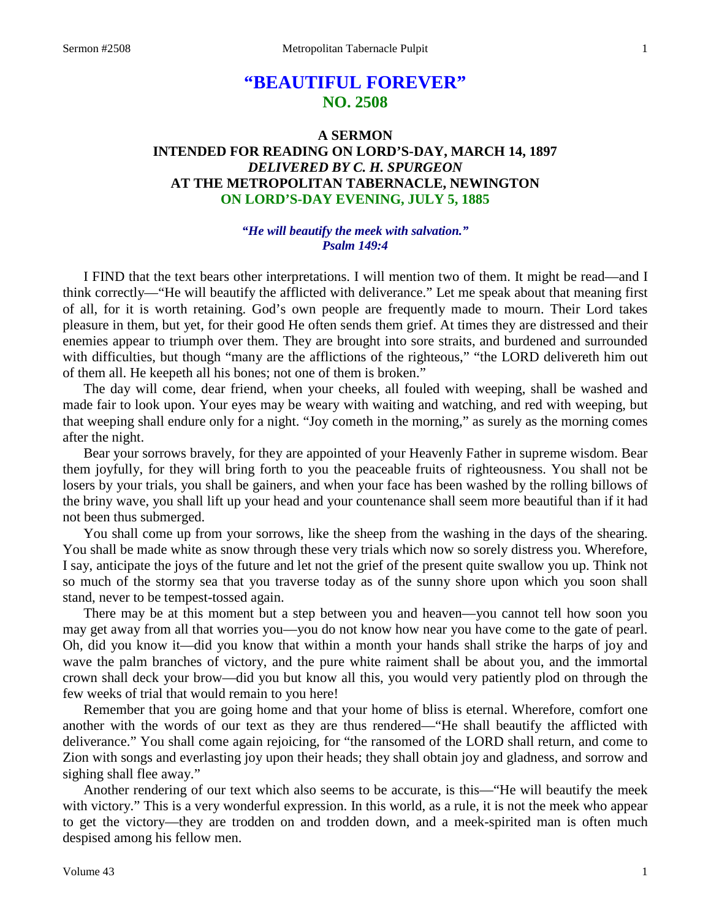# "BEAUTIFUL FOREVER"
## NO. 2508

### A SERMON
### INTENDED FOR READING ON LORD'S-DAY, MARCH 14, 1897
### *DELIVERED BY C. H. SPURGEON*
### AT THE METROPOLITAN TABERNACLE, NEWINGTON
### ON LORD'S-DAY EVENING, JULY 5, 1885

***"He will beautify the meek with salvation."***
***Psalm 149:4***

I FIND that the text bears other interpretations. I will mention two of them. It might be read—and I think correctly—"He will beautify the afflicted with deliverance." Let me speak about that meaning first of all, for it is worth retaining. God's own people are frequently made to mourn. Their Lord takes pleasure in them, but yet, for their good He often sends them grief. At times they are distressed and their enemies appear to triumph over them. They are brought into sore straits, and burdened and surrounded with difficulties, but though "many are the afflictions of the righteous," "the LORD delivereth him out of them all. He keepeth all his bones; not one of them is broken."

The day will come, dear friend, when your cheeks, all fouled with weeping, shall be washed and made fair to look upon. Your eyes may be weary with waiting and watching, and red with weeping, but that weeping shall endure only for a night. "Joy cometh in the morning," as surely as the morning comes after the night.

Bear your sorrows bravely, for they are appointed of your Heavenly Father in supreme wisdom. Bear them joyfully, for they will bring forth to you the peaceable fruits of righteousness. You shall not be losers by your trials, you shall be gainers, and when your face has been washed by the rolling billows of the briny wave, you shall lift up your head and your countenance shall seem more beautiful than if it had not been thus submerged.

You shall come up from your sorrows, like the sheep from the washing in the days of the shearing. You shall be made white as snow through these very trials which now so sorely distress you. Wherefore, I say, anticipate the joys of the future and let not the grief of the present quite swallow you up. Think not so much of the stormy sea that you traverse today as of the sunny shore upon which you soon shall stand, never to be tempest-tossed again.

There may be at this moment but a step between you and heaven—you cannot tell how soon you may get away from all that worries you—you do not know how near you have come to the gate of pearl. Oh, did you know it—did you know that within a month your hands shall strike the harps of joy and wave the palm branches of victory, and the pure white raiment shall be about you, and the immortal crown shall deck your brow—did you but know all this, you would very patiently plod on through the few weeks of trial that would remain to you here!

Remember that you are going home and that your home of bliss is eternal. Wherefore, comfort one another with the words of our text as they are thus rendered—"He shall beautify the afflicted with deliverance." You shall come again rejoicing, for "the ransomed of the LORD shall return, and come to Zion with songs and everlasting joy upon their heads; they shall obtain joy and gladness, and sorrow and sighing shall flee away."

Another rendering of our text which also seems to be accurate, is this—"He will beautify the meek with victory." This is a very wonderful expression. In this world, as a rule, it is not the meek who appear to get the victory—they are trodden on and trodden down, and a meek-spirited man is often much despised among his fellow men.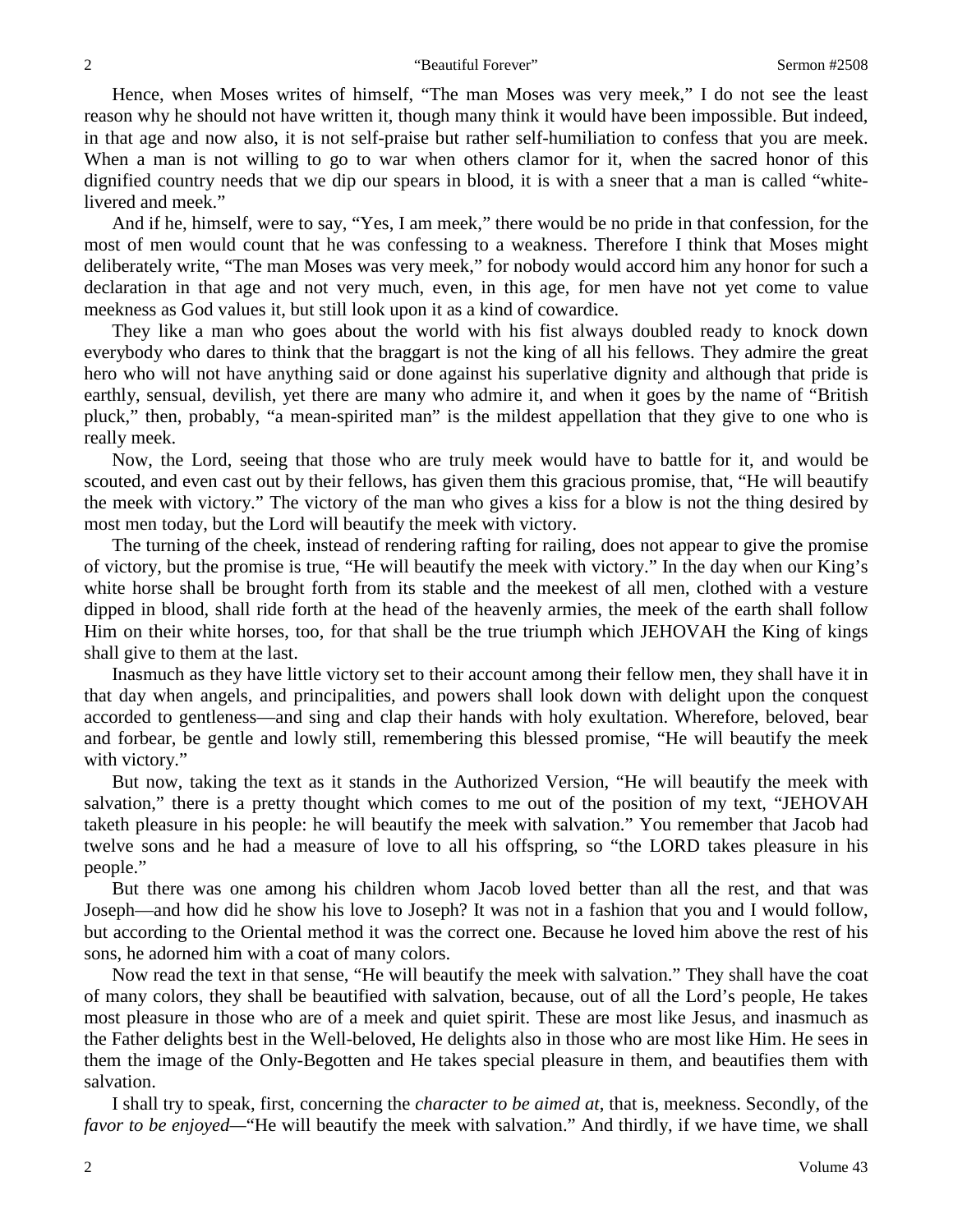Hence, when Moses writes of himself, "The man Moses was very meek," I do not see the least reason why he should not have written it, though many think it would have been impossible. But indeed, in that age and now also, it is not self-praise but rather self-humiliation to confess that you are meek. When a man is not willing to go to war when others clamor for it, when the sacred honor of this dignified country needs that we dip our spears in blood, it is with a sneer that a man is called "white-livered and meek."

And if he, himself, were to say, "Yes, I am meek," there would be no pride in that confession, for the most of men would count that he was confessing to a weakness. Therefore I think that Moses might deliberately write, "The man Moses was very meek," for nobody would accord him any honor for such a declaration in that age and not very much, even, in this age, for men have not yet come to value meekness as God values it, but still look upon it as a kind of cowardice.

They like a man who goes about the world with his fist always doubled ready to knock down everybody who dares to think that the braggart is not the king of all his fellows. They admire the great hero who will not have anything said or done against his superlative dignity and although that pride is earthly, sensual, devilish, yet there are many who admire it, and when it goes by the name of "British pluck," then, probably, "a mean-spirited man" is the mildest appellation that they give to one who is really meek.

Now, the Lord, seeing that those who are truly meek would have to battle for it, and would be scouted, and even cast out by their fellows, has given them this gracious promise, that, "He will beautify the meek with victory." The victory of the man who gives a kiss for a blow is not the thing desired by most men today, but the Lord will beautify the meek with victory.

The turning of the cheek, instead of rendering rafting for railing, does not appear to give the promise of victory, but the promise is true, "He will beautify the meek with victory." In the day when our King's white horse shall be brought forth from its stable and the meekest of all men, clothed with a vesture dipped in blood, shall ride forth at the head of the heavenly armies, the meek of the earth shall follow Him on their white horses, too, for that shall be the true triumph which JEHOVAH the King of kings shall give to them at the last.

Inasmuch as they have little victory set to their account among their fellow men, they shall have it in that day when angels, and principalities, and powers shall look down with delight upon the conquest accorded to gentleness—and sing and clap their hands with holy exultation. Wherefore, beloved, bear and forbear, be gentle and lowly still, remembering this blessed promise, "He will beautify the meek with victory."

But now, taking the text as it stands in the Authorized Version, "He will beautify the meek with salvation," there is a pretty thought which comes to me out of the position of my text, "JEHOVAH taketh pleasure in his people: he will beautify the meek with salvation." You remember that Jacob had twelve sons and he had a measure of love to all his offspring, so "the LORD takes pleasure in his people."

But there was one among his children whom Jacob loved better than all the rest, and that was Joseph—and how did he show his love to Joseph? It was not in a fashion that you and I would follow, but according to the Oriental method it was the correct one. Because he loved him above the rest of his sons, he adorned him with a coat of many colors.

Now read the text in that sense, "He will beautify the meek with salvation." They shall have the coat of many colors, they shall be beautified with salvation, because, out of all the Lord's people, He takes most pleasure in those who are of a meek and quiet spirit. These are most like Jesus, and inasmuch as the Father delights best in the Well-beloved, He delights also in those who are most like Him. He sees in them the image of the Only-Begotten and He takes special pleasure in them, and beautifies them with salvation.

I shall try to speak, first, concerning the *character to be aimed at*, that is, meekness. Secondly, of the *favor to be enjoyed*—"He will beautify the meek with salvation." And thirdly, if we have time, we shall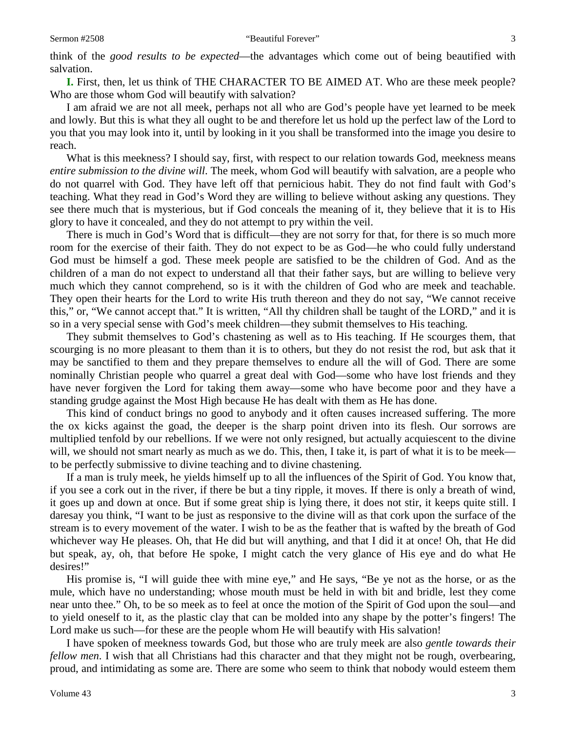think of the *good results to be expected*—the advantages which come out of being beautified with salvation.

**I.** First, then, let us think of THE CHARACTER TO BE AIMED AT. Who are these meek people? Who are those whom God will beautify with salvation?

I am afraid we are not all meek, perhaps not all who are God's people have yet learned to be meek and lowly. But this is what they all ought to be and therefore let us hold up the perfect law of the Lord to you that you may look into it, until by looking in it you shall be transformed into the image you desire to reach.

What is this meekness? I should say, first, with respect to our relation towards God, meekness means *entire submission to the divine will*. The meek, whom God will beautify with salvation, are a people who do not quarrel with God. They have left off that pernicious habit. They do not find fault with God's teaching. What they read in God's Word they are willing to believe without asking any questions. They see there much that is mysterious, but if God conceals the meaning of it, they believe that it is to His glory to have it concealed, and they do not attempt to pry within the veil.

There is much in God's Word that is difficult—they are not sorry for that, for there is so much more room for the exercise of their faith. They do not expect to be as God—he who could fully understand God must be himself a god. These meek people are satisfied to be the children of God. And as the children of a man do not expect to understand all that their father says, but are willing to believe very much which they cannot comprehend, so is it with the children of God who are meek and teachable. They open their hearts for the Lord to write His truth thereon and they do not say, "We cannot receive this," or, "We cannot accept that." It is written, "All thy children shall be taught of the LORD," and it is so in a very special sense with God's meek children—they submit themselves to His teaching.

They submit themselves to God's chastening as well as to His teaching. If He scourges them, that scourging is no more pleasant to them than it is to others, but they do not resist the rod, but ask that it may be sanctified to them and they prepare themselves to endure all the will of God. There are some nominally Christian people who quarrel a great deal with God—some who have lost friends and they have never forgiven the Lord for taking them away—some who have become poor and they have a standing grudge against the Most High because He has dealt with them as He has done.

This kind of conduct brings no good to anybody and it often causes increased suffering. The more the ox kicks against the goad, the deeper is the sharp point driven into its flesh. Our sorrows are multiplied tenfold by our rebellions. If we were not only resigned, but actually acquiescent to the divine will, we should not smart nearly as much as we do. This, then, I take it, is part of what it is to be meek—to be perfectly submissive to divine teaching and to divine chastening.

If a man is truly meek, he yields himself up to all the influences of the Spirit of God. You know that, if you see a cork out in the river, if there be but a tiny ripple, it moves. If there is only a breath of wind, it goes up and down at once. But if some great ship is lying there, it does not stir, it keeps quite still. I daresay you think, "I want to be just as responsive to the divine will as that cork upon the surface of the stream is to every movement of the water. I wish to be as the feather that is wafted by the breath of God whichever way He pleases. Oh, that He did but will anything, and that I did it at once! Oh, that He did but speak, ay, oh, that before He spoke, I might catch the very glance of His eye and do what He desires!"

His promise is, "I will guide thee with mine eye," and He says, "Be ye not as the horse, or as the mule, which have no understanding; whose mouth must be held in with bit and bridle, lest they come near unto thee." Oh, to be so meek as to feel at once the motion of the Spirit of God upon the soul—and to yield oneself to it, as the plastic clay that can be molded into any shape by the potter's fingers! The Lord make us such—for these are the people whom He will beautify with His salvation!

I have spoken of meekness towards God, but those who are truly meek are also *gentle towards their fellow men*. I wish that all Christians had this character and that they might not be rough, overbearing, proud, and intimidating as some are. There are some who seem to think that nobody would esteem them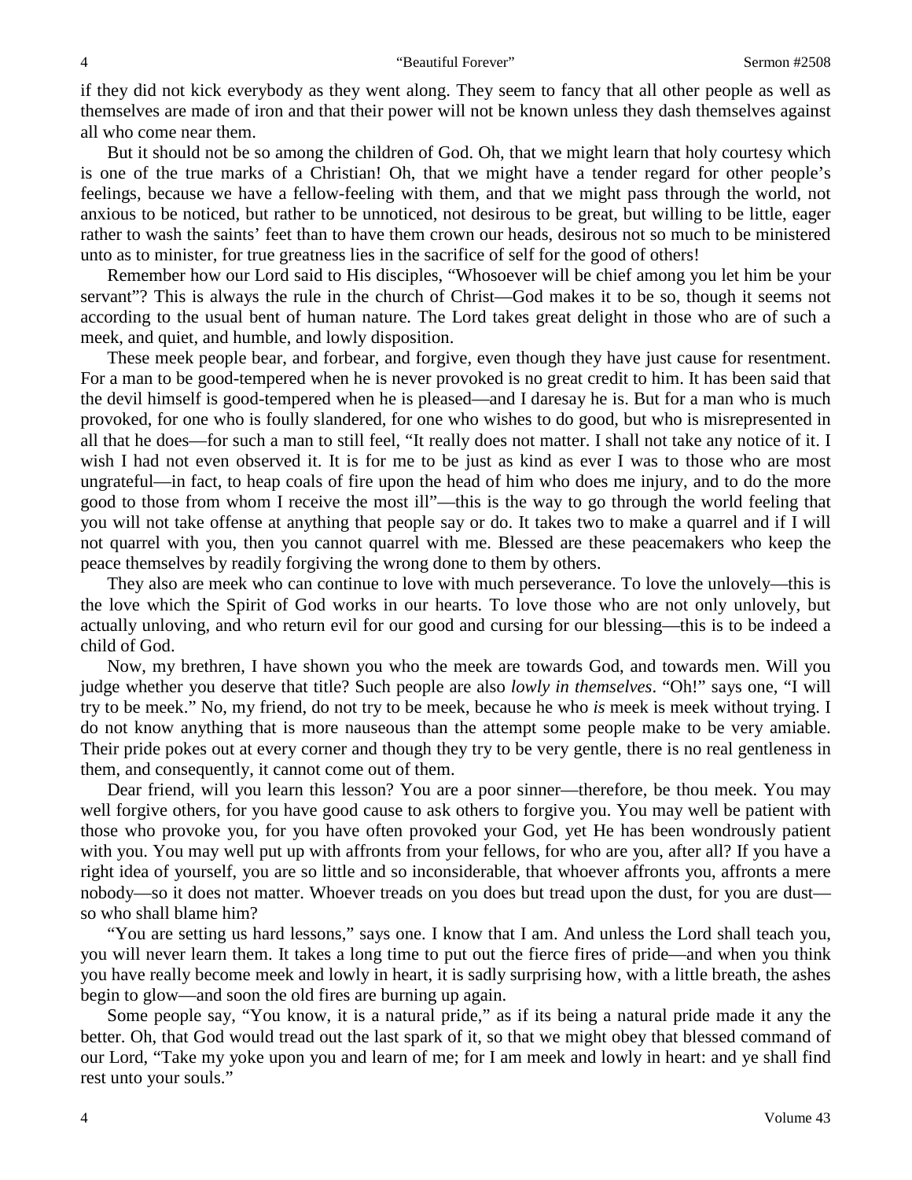if they did not kick everybody as they went along. They seem to fancy that all other people as well as themselves are made of iron and that their power will not be known unless they dash themselves against all who come near them.

But it should not be so among the children of God. Oh, that we might learn that holy courtesy which is one of the true marks of a Christian! Oh, that we might have a tender regard for other people's feelings, because we have a fellow-feeling with them, and that we might pass through the world, not anxious to be noticed, but rather to be unnoticed, not desirous to be great, but willing to be little, eager rather to wash the saints' feet than to have them crown our heads, desirous not so much to be ministered unto as to minister, for true greatness lies in the sacrifice of self for the good of others!

Remember how our Lord said to His disciples, "Whosoever will be chief among you let him be your servant"? This is always the rule in the church of Christ—God makes it to be so, though it seems not according to the usual bent of human nature. The Lord takes great delight in those who are of such a meek, and quiet, and humble, and lowly disposition.

These meek people bear, and forbear, and forgive, even though they have just cause for resentment. For a man to be good-tempered when he is never provoked is no great credit to him. It has been said that the devil himself is good-tempered when he is pleased—and I daresay he is. But for a man who is much provoked, for one who is foully slandered, for one who wishes to do good, but who is misrepresented in all that he does—for such a man to still feel, "It really does not matter. I shall not take any notice of it. I wish I had not even observed it. It is for me to be just as kind as ever I was to those who are most ungrateful—in fact, to heap coals of fire upon the head of him who does me injury, and to do the more good to those from whom I receive the most ill"—this is the way to go through the world feeling that you will not take offense at anything that people say or do. It takes two to make a quarrel and if I will not quarrel with you, then you cannot quarrel with me. Blessed are these peacemakers who keep the peace themselves by readily forgiving the wrong done to them by others.

They also are meek who can continue to love with much perseverance. To love the unlovely—this is the love which the Spirit of God works in our hearts. To love those who are not only unlovely, but actually unloving, and who return evil for our good and cursing for our blessing—this is to be indeed a child of God.

Now, my brethren, I have shown you who the meek are towards God, and towards men. Will you judge whether you deserve that title? Such people are also *lowly in themselves*. "Oh!" says one, "I will try to be meek." No, my friend, do not try to be meek, because he who *is* meek is meek without trying. I do not know anything that is more nauseous than the attempt some people make to be very amiable. Their pride pokes out at every corner and though they try to be very gentle, there is no real gentleness in them, and consequently, it cannot come out of them.

Dear friend, will you learn this lesson? You are a poor sinner—therefore, be thou meek. You may well forgive others, for you have good cause to ask others to forgive you. You may well be patient with those who provoke you, for you have often provoked your God, yet He has been wondrously patient with you. You may well put up with affronts from your fellows, for who are you, after all? If you have a right idea of yourself, you are so little and so inconsiderable, that whoever affronts you, affronts a mere nobody—so it does not matter. Whoever treads on you does but tread upon the dust, for you are dust—so who shall blame him?

"You are setting us hard lessons," says one. I know that I am. And unless the Lord shall teach you, you will never learn them. It takes a long time to put out the fierce fires of pride—and when you think you have really become meek and lowly in heart, it is sadly surprising how, with a little breath, the ashes begin to glow—and soon the old fires are burning up again.

Some people say, "You know, it is a natural pride," as if its being a natural pride made it any the better. Oh, that God would tread out the last spark of it, so that we might obey that blessed command of our Lord, "Take my yoke upon you and learn of me; for I am meek and lowly in heart: and ye shall find rest unto your souls."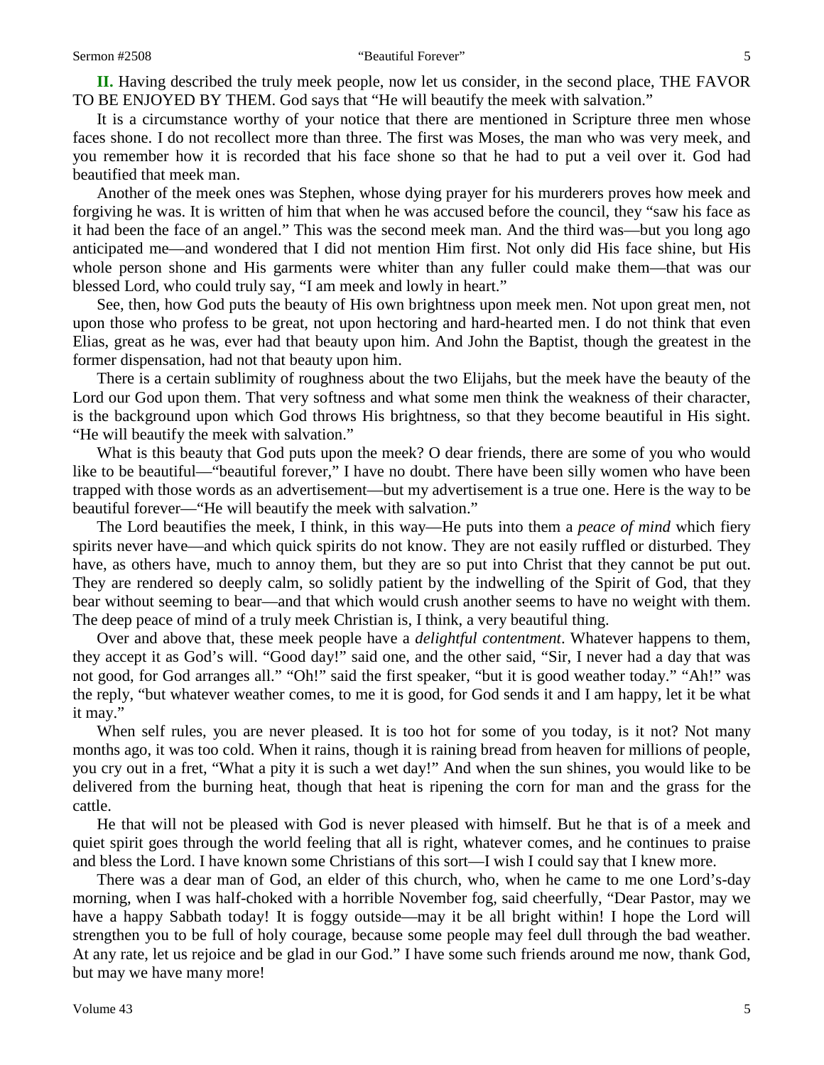**II.** Having described the truly meek people, now let us consider, in the second place, THE FAVOR TO BE ENJOYED BY THEM. God says that "He will beautify the meek with salvation."

It is a circumstance worthy of your notice that there are mentioned in Scripture three men whose faces shone. I do not recollect more than three. The first was Moses, the man who was very meek, and you remember how it is recorded that his face shone so that he had to put a veil over it. God had beautified that meek man.

Another of the meek ones was Stephen, whose dying prayer for his murderers proves how meek and forgiving he was. It is written of him that when he was accused before the council, they "saw his face as it had been the face of an angel." This was the second meek man. And the third was—but you long ago anticipated me—and wondered that I did not mention Him first. Not only did His face shine, but His whole person shone and His garments were whiter than any fuller could make them—that was our blessed Lord, who could truly say, "I am meek and lowly in heart."

See, then, how God puts the beauty of His own brightness upon meek men. Not upon great men, not upon those who profess to be great, not upon hectoring and hard-hearted men. I do not think that even Elias, great as he was, ever had that beauty upon him. And John the Baptist, though the greatest in the former dispensation, had not that beauty upon him.

There is a certain sublimity of roughness about the two Elijahs, but the meek have the beauty of the Lord our God upon them. That very softness and what some men think the weakness of their character, is the background upon which God throws His brightness, so that they become beautiful in His sight. "He will beautify the meek with salvation."

What is this beauty that God puts upon the meek? O dear friends, there are some of you who would like to be beautiful—"beautiful forever," I have no doubt. There have been silly women who have been trapped with those words as an advertisement—but my advertisement is a true one. Here is the way to be beautiful forever—"He will beautify the meek with salvation."

The Lord beautifies the meek, I think, in this way—He puts into them a *peace of mind* which fiery spirits never have—and which quick spirits do not know. They are not easily ruffled or disturbed. They have, as others have, much to annoy them, but they are so put into Christ that they cannot be put out. They are rendered so deeply calm, so solidly patient by the indwelling of the Spirit of God, that they bear without seeming to bear—and that which would crush another seems to have no weight with them. The deep peace of mind of a truly meek Christian is, I think, a very beautiful thing.

Over and above that, these meek people have a *delightful contentment*. Whatever happens to them, they accept it as God's will. "Good day!" said one, and the other said, "Sir, I never had a day that was not good, for God arranges all." "Oh!" said the first speaker, "but it is good weather today." "Ah!" was the reply, "but whatever weather comes, to me it is good, for God sends it and I am happy, let it be what it may."

When self rules, you are never pleased. It is too hot for some of you today, is it not? Not many months ago, it was too cold. When it rains, though it is raining bread from heaven for millions of people, you cry out in a fret, "What a pity it is such a wet day!" And when the sun shines, you would like to be delivered from the burning heat, though that heat is ripening the corn for man and the grass for the cattle.

He that will not be pleased with God is never pleased with himself. But he that is of a meek and quiet spirit goes through the world feeling that all is right, whatever comes, and he continues to praise and bless the Lord. I have known some Christians of this sort—I wish I could say that I knew more.

There was a dear man of God, an elder of this church, who, when he came to me one Lord's-day morning, when I was half-choked with a horrible November fog, said cheerfully, "Dear Pastor, may we have a happy Sabbath today! It is foggy outside—may it be all bright within! I hope the Lord will strengthen you to be full of holy courage, because some people may feel dull through the bad weather. At any rate, let us rejoice and be glad in our God." I have some such friends around me now, thank God, but may we have many more!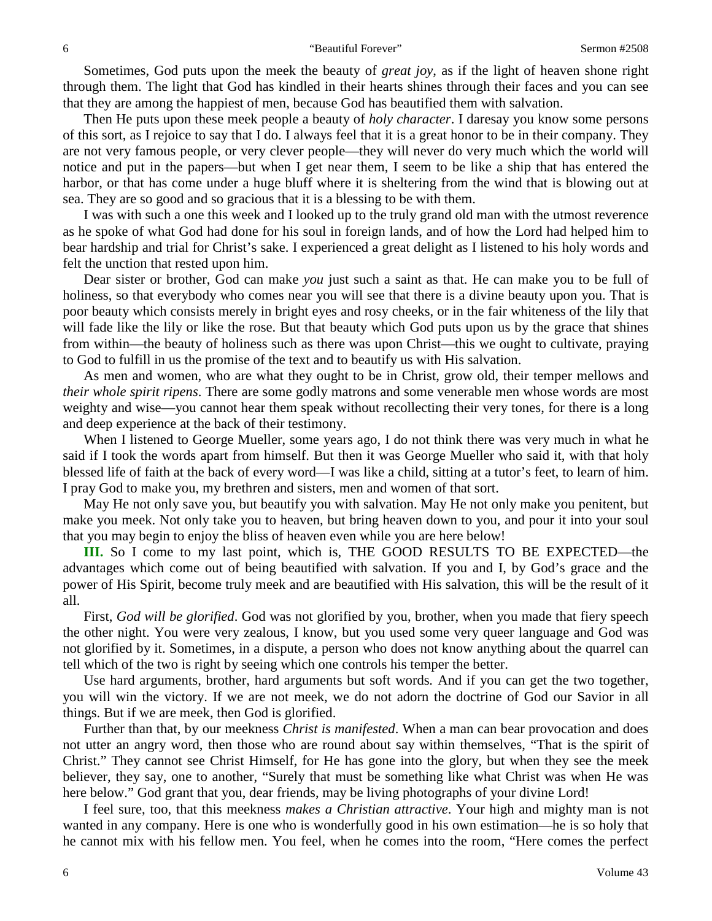Sometimes, God puts upon the meek the beauty of *great joy*, as if the light of heaven shone right through them. The light that God has kindled in their hearts shines through their faces and you can see that they are among the happiest of men, because God has beautified them with salvation.

Then He puts upon these meek people a beauty of *holy character*. I daresay you know some persons of this sort, as I rejoice to say that I do. I always feel that it is a great honor to be in their company. They are not very famous people, or very clever people—they will never do very much which the world will notice and put in the papers—but when I get near them, I seem to be like a ship that has entered the harbor, or that has come under a huge bluff where it is sheltering from the wind that is blowing out at sea. They are so good and so gracious that it is a blessing to be with them.

I was with such a one this week and I looked up to the truly grand old man with the utmost reverence as he spoke of what God had done for his soul in foreign lands, and of how the Lord had helped him to bear hardship and trial for Christ's sake. I experienced a great delight as I listened to his holy words and felt the unction that rested upon him.

Dear sister or brother, God can make *you* just such a saint as that. He can make you to be full of holiness, so that everybody who comes near you will see that there is a divine beauty upon you. That is poor beauty which consists merely in bright eyes and rosy cheeks, or in the fair whiteness of the lily that will fade like the lily or like the rose. But that beauty which God puts upon us by the grace that shines from within—the beauty of holiness such as there was upon Christ—this we ought to cultivate, praying to God to fulfill in us the promise of the text and to beautify us with His salvation.

As men and women, who are what they ought to be in Christ, grow old, their temper mellows and *their whole spirit ripens*. There are some godly matrons and some venerable men whose words are most weighty and wise—you cannot hear them speak without recollecting their very tones, for there is a long and deep experience at the back of their testimony.

When I listened to George Mueller, some years ago, I do not think there was very much in what he said if I took the words apart from himself. But then it was George Mueller who said it, with that holy blessed life of faith at the back of every word—I was like a child, sitting at a tutor's feet, to learn of him. I pray God to make you, my brethren and sisters, men and women of that sort.

May He not only save you, but beautify you with salvation. May He not only make you penitent, but make you meek. Not only take you to heaven, but bring heaven down to you, and pour it into your soul that you may begin to enjoy the bliss of heaven even while you are here below!

**III.** So I come to my last point, which is, THE GOOD RESULTS TO BE EXPECTED—the advantages which come out of being beautified with salvation. If you and I, by God's grace and the power of His Spirit, become truly meek and are beautified with His salvation, this will be the result of it all.

First, *God will be glorified*. God was not glorified by you, brother, when you made that fiery speech the other night. You were very zealous, I know, but you used some very queer language and God was not glorified by it. Sometimes, in a dispute, a person who does not know anything about the quarrel can tell which of the two is right by seeing which one controls his temper the better.

Use hard arguments, brother, hard arguments but soft words. And if you can get the two together, you will win the victory. If we are not meek, we do not adorn the doctrine of God our Savior in all things. But if we are meek, then God is glorified.

Further than that, by our meekness *Christ is manifested*. When a man can bear provocation and does not utter an angry word, then those who are round about say within themselves, "That is the spirit of Christ." They cannot see Christ Himself, for He has gone into the glory, but when they see the meek believer, they say, one to another, "Surely that must be something like what Christ was when He was here below." God grant that you, dear friends, may be living photographs of your divine Lord!

I feel sure, too, that this meekness *makes a Christian attractive*. Your high and mighty man is not wanted in any company. Here is one who is wonderfully good in his own estimation—he is so holy that he cannot mix with his fellow men. You feel, when he comes into the room, "Here comes the perfect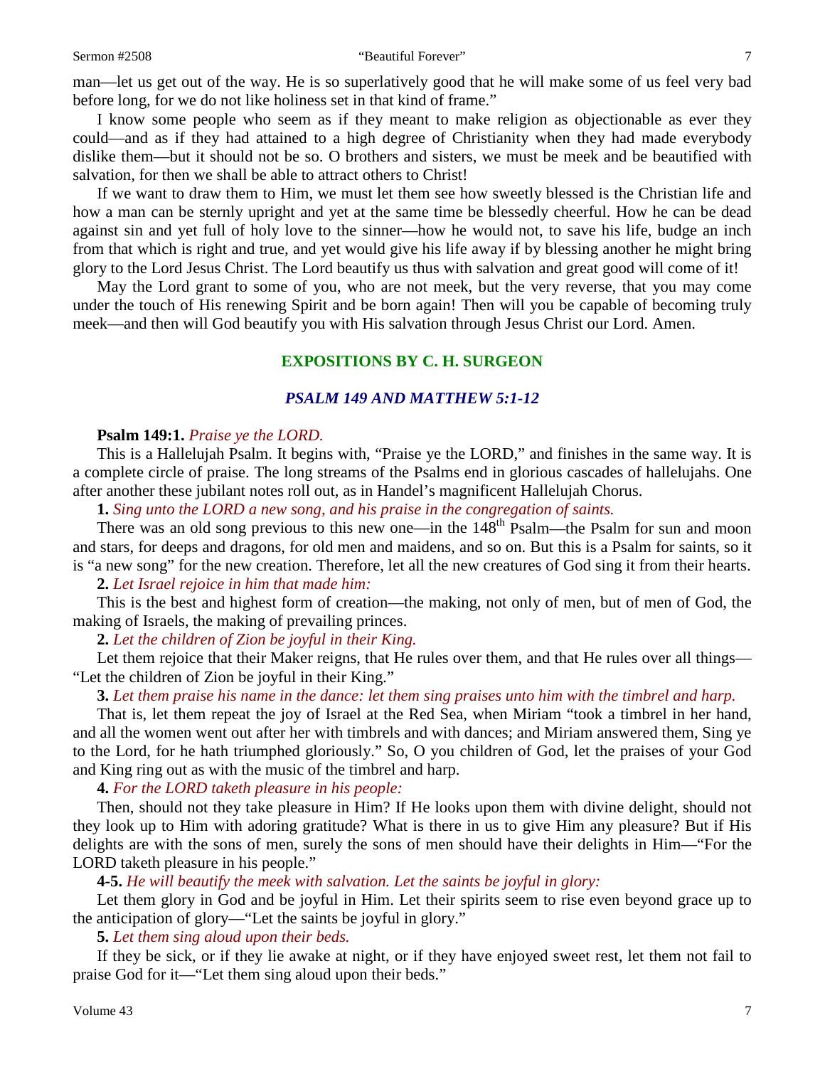man—let us get out of the way. He is so superlatively good that he will make some of us feel very bad before long, for we do not like holiness set in that kind of frame."

I know some people who seem as if they meant to make religion as objectionable as ever they could—and as if they had attained to a high degree of Christianity when they had made everybody dislike them—but it should not be so. O brothers and sisters, we must be meek and be beautified with salvation, for then we shall be able to attract others to Christ!

If we want to draw them to Him, we must let them see how sweetly blessed is the Christian life and how a man can be sternly upright and yet at the same time be blessedly cheerful. How he can be dead against sin and yet full of holy love to the sinner—how he would not, to save his life, budge an inch from that which is right and true, and yet would give his life away if by blessing another he might bring glory to the Lord Jesus Christ. The Lord beautify us thus with salvation and great good will come of it!

May the Lord grant to some of you, who are not meek, but the very reverse, that you may come under the touch of His renewing Spirit and be born again! Then will you be capable of becoming truly meek—and then will God beautify you with His salvation through Jesus Christ our Lord. Amen.

## EXPOSITIONS BY C. H. SURGEON

### *PSALM 149 AND MATTHEW 5:1-12*

**Psalm 149:1.** *Praise ye the LORD.*

This is a Hallelujah Psalm. It begins with, "Praise ye the LORD," and finishes in the same way. It is a complete circle of praise. The long streams of the Psalms end in glorious cascades of hallelujahs. One after another these jubilant notes roll out, as in Handel's magnificent Hallelujah Chorus.

**1.** *Sing unto the LORD a new song, and his praise in the congregation of saints.*

There was an old song previous to this new one—in the 148th Psalm—the Psalm for sun and moon and stars, for deeps and dragons, for old men and maidens, and so on. But this is a Psalm for saints, so it is "a new song" for the new creation. Therefore, let all the new creatures of God sing it from their hearts.

**2.** *Let Israel rejoice in him that made him:*

This is the best and highest form of creation—the making, not only of men, but of men of God, the making of Israels, the making of prevailing princes.

**2.** *Let the children of Zion be joyful in their King.*

Let them rejoice that their Maker reigns, that He rules over them, and that He rules over all things—"Let the children of Zion be joyful in their King."

**3.** *Let them praise his name in the dance: let them sing praises unto him with the timbrel and harp.*

That is, let them repeat the joy of Israel at the Red Sea, when Miriam "took a timbrel in her hand, and all the women went out after her with timbrels and with dances; and Miriam answered them, Sing ye to the Lord, for he hath triumphed gloriously." So, O you children of God, let the praises of your God and King ring out as with the music of the timbrel and harp.

**4.** *For the LORD taketh pleasure in his people:*

Then, should not they take pleasure in Him? If He looks upon them with divine delight, should not they look up to Him with adoring gratitude? What is there in us to give Him any pleasure? But if His delights are with the sons of men, surely the sons of men should have their delights in Him—"For the LORD taketh pleasure in his people."

**4-5.** *He will beautify the meek with salvation. Let the saints be joyful in glory:*

Let them glory in God and be joyful in Him. Let their spirits seem to rise even beyond grace up to the anticipation of glory—"Let the saints be joyful in glory."

**5.** *Let them sing aloud upon their beds.*

If they be sick, or if they lie awake at night, or if they have enjoyed sweet rest, let them not fail to praise God for it—"Let them sing aloud upon their beds."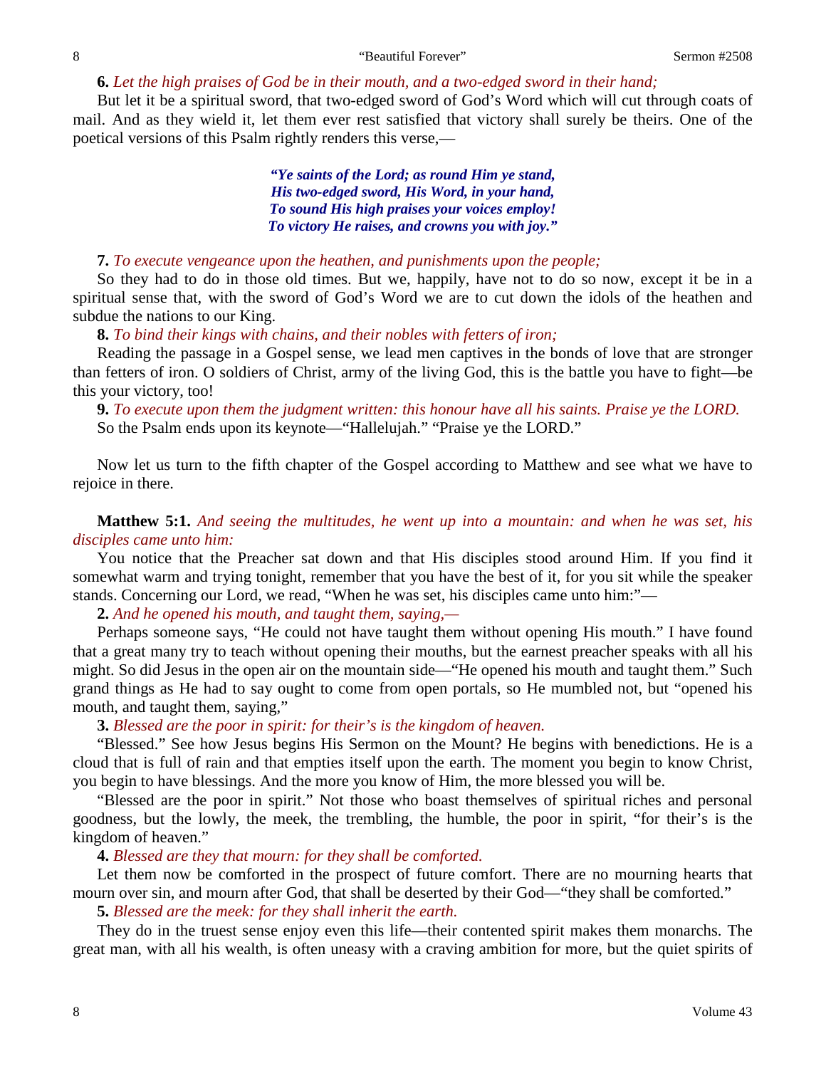**6.** *Let the high praises of God be in their mouth, and a two-edged sword in their hand;*

But let it be a spiritual sword, that two-edged sword of God's Word which will cut through coats of mail. And as they wield it, let them ever rest satisfied that victory shall surely be theirs. One of the poetical versions of this Psalm rightly renders this verse,—

> ***"Ye saints of the Lord; as round Him ye stand,***
> ***His two-edged sword, His Word, in your hand,***
> ***To sound His high praises your voices employ!***
> ***To victory He raises, and crowns you with joy."***

**7.** *To execute vengeance upon the heathen, and punishments upon the people;*

So they had to do in those old times. But we, happily, have not to do so now, except it be in a spiritual sense that, with the sword of God's Word we are to cut down the idols of the heathen and subdue the nations to our King.

**8.** *To bind their kings with chains, and their nobles with fetters of iron;*

Reading the passage in a Gospel sense, we lead men captives in the bonds of love that are stronger than fetters of iron. O soldiers of Christ, army of the living God, this is the battle you have to fight—be this your victory, too!

**9.** *To execute upon them the judgment written: this honour have all his saints. Praise ye the LORD.*

So the Psalm ends upon its keynote—"Hallelujah." "Praise ye the LORD."

Now let us turn to the fifth chapter of the Gospel according to Matthew and see what we have to rejoice in there.

**Matthew 5:1.** *And seeing the multitudes, he went up into a mountain: and when he was set, his disciples came unto him:*

You notice that the Preacher sat down and that His disciples stood around Him. If you find it somewhat warm and trying tonight, remember that you have the best of it, for you sit while the speaker stands. Concerning our Lord, we read, "When he was set, his disciples came unto him:"—

**2.** *And he opened his mouth, and taught them, saying,—*

Perhaps someone says, "He could not have taught them without opening His mouth." I have found that a great many try to teach without opening their mouths, but the earnest preacher speaks with all his might. So did Jesus in the open air on the mountain side—"He opened his mouth and taught them." Such grand things as He had to say ought to come from open portals, so He mumbled not, but "opened his mouth, and taught them, saying,"

**3.** *Blessed are the poor in spirit: for their's is the kingdom of heaven.*

"Blessed." See how Jesus begins His Sermon on the Mount? He begins with benedictions. He is a cloud that is full of rain and that empties itself upon the earth. The moment you begin to know Christ, you begin to have blessings. And the more you know of Him, the more blessed you will be.

"Blessed are the poor in spirit." Not those who boast themselves of spiritual riches and personal goodness, but the lowly, the meek, the trembling, the humble, the poor in spirit, "for their's is the kingdom of heaven."

**4.** *Blessed are they that mourn: for they shall be comforted.*

Let them now be comforted in the prospect of future comfort. There are no mourning hearts that mourn over sin, and mourn after God, that shall be deserted by their God—"they shall be comforted."

**5.** *Blessed are the meek: for they shall inherit the earth.*

They do in the truest sense enjoy even this life—their contented spirit makes them monarchs. The great man, with all his wealth, is often uneasy with a craving ambition for more, but the quiet spirits of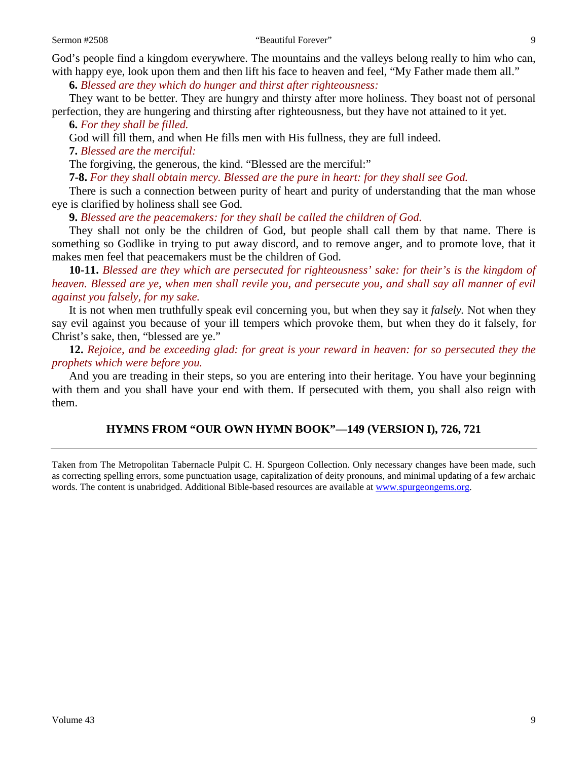God's people find a kingdom everywhere. The mountains and the valleys belong really to him who can, with happy eye, look upon them and then lift his face to heaven and feel, "My Father made them all."

**6.** *Blessed are they which do hunger and thirst after righteousness:*

They want to be better. They are hungry and thirsty after more holiness. They boast not of personal perfection, they are hungering and thirsting after righteousness, but they have not attained to it yet.

**6.** *For they shall be filled.*

God will fill them, and when He fills men with His fullness, they are full indeed.

**7.** *Blessed are the merciful:*

The forgiving, the generous, the kind. "Blessed are the merciful:"

**7-8.** *For they shall obtain mercy. Blessed are the pure in heart: for they shall see God.*

There is such a connection between purity of heart and purity of understanding that the man whose eye is clarified by holiness shall see God.

**9.** *Blessed are the peacemakers: for they shall be called the children of God.*

They shall not only be the children of God, but people shall call them by that name. There is something so Godlike in trying to put away discord, and to remove anger, and to promote love, that it makes men feel that peacemakers must be the children of God.

**10-11.** *Blessed are they which are persecuted for righteousness' sake: for their's is the kingdom of heaven. Blessed are ye, when men shall revile you, and persecute you, and shall say all manner of evil against you falsely, for my sake.*

It is not when men truthfully speak evil concerning you, but when they say it *falsely.* Not when they say evil against you because of your ill tempers which provoke them, but when they do it falsely, for Christ's sake, then, "blessed are ye."

**12.** *Rejoice, and be exceeding glad: for great is your reward in heaven: for so persecuted they the prophets which were before you.*

And you are treading in their steps, so you are entering into their heritage. You have your beginning with them and you shall have your end with them. If persecuted with them, you shall also reign with them.

## HYMNS FROM "OUR OWN HYMN BOOK"—149 (VERSION I), 726, 721

---

Taken from The Metropolitan Tabernacle Pulpit C. H. Spurgeon Collection. Only necessary changes have been made, such as correcting spelling errors, some punctuation usage, capitalization of deity pronouns, and minimal updating of a few archaic words. The content is unabridged. Additional Bible-based resources are available at www.spurgeongems.org.